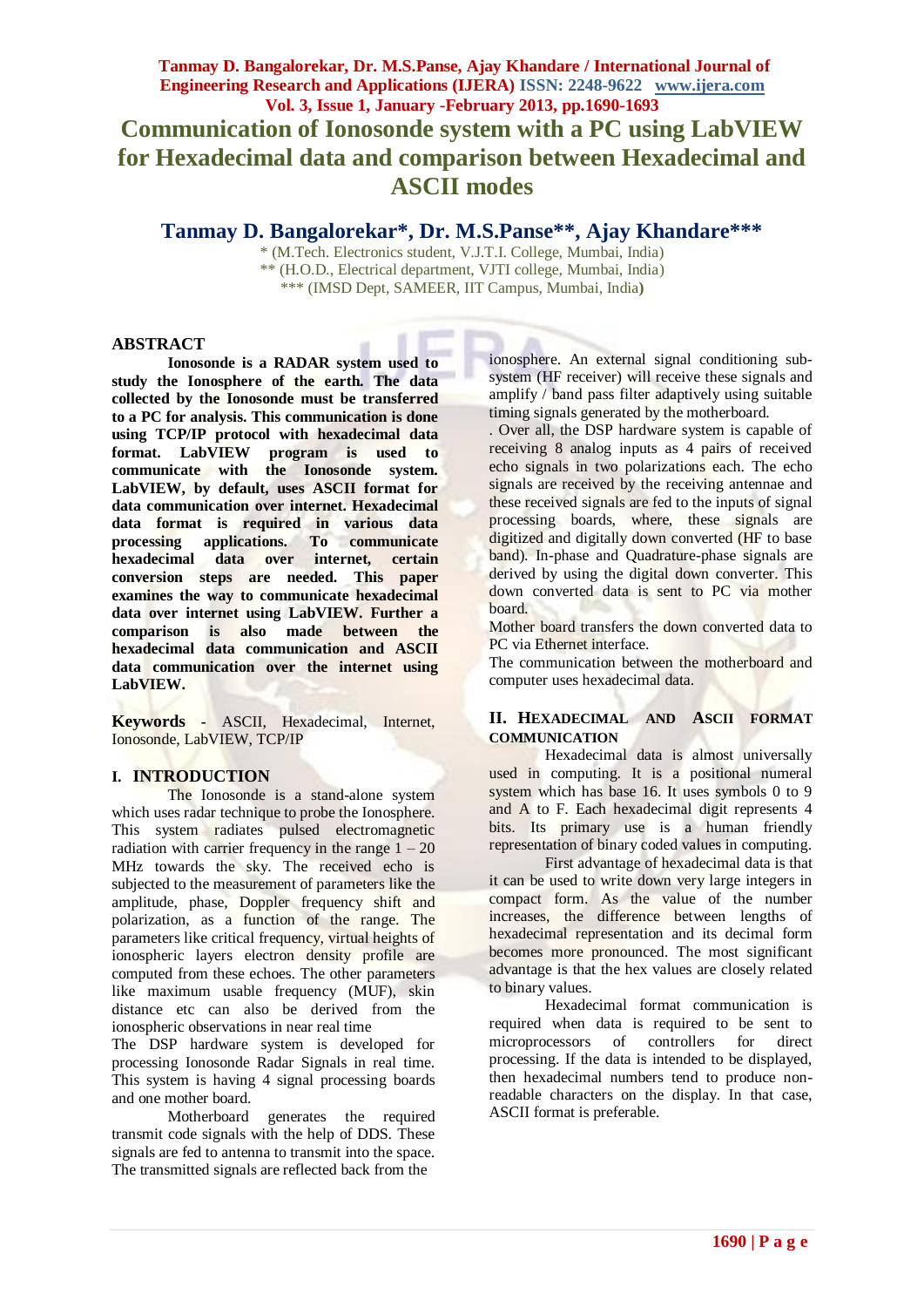# Communication of Ionosonde system with a PC using LabVIEW for Hexadecimal data and comparison between Hexadecimal and ASCII modes

**Tanmay D. Bangalorekar\*, Dr. M.S.Panse\*\*, Ajay Khandare\*\*\***

\* (M.Tech. Electronics student, V.J.T.I. College, Mumbai, India)
\*\* (H.O.D., Electrical department, VJTI college, Mumbai, India)
\*\*\* (IMSD Dept, SAMEER, IIT Campus, Mumbai, India)

## ABSTRACT

**Ionosonde is a RADAR system used to study the Ionosphere of the earth. The data collected by the Ionosonde must be transferred to a PC for analysis. This communication is done using TCP/IP protocol with hexadecimal data format. LabVIEW program is used to communicate with the Ionosonde system. LabVIEW, by default, uses ASCII format for data communication over internet. Hexadecimal data format is required in various data processing applications. To communicate hexadecimal data over internet, certain conversion steps are needed. This paper examines the way to communicate hexadecimal data over internet using LabVIEW. Further a comparison is also made between the hexadecimal data communication and ASCII data communication over the internet using LabVIEW.**

**Keywords** - ASCII, Hexadecimal, Internet, Ionosonde, LabVIEW, TCP/IP

## I. INTRODUCTION

The Ionosonde is a stand-alone system which uses radar technique to probe the Ionosphere. This system radiates pulsed electromagnetic radiation with carrier frequency in the range 1 – 20 MHz towards the sky. The received echo is subjected to the measurement of parameters like the amplitude, phase, Doppler frequency shift and polarization, as a function of the range. The parameters like critical frequency, virtual heights of ionospheric layers electron density profile are computed from these echoes. The other parameters like maximum usable frequency (MUF), skin distance etc can also be derived from the ionospheric observations in near real time

The DSP hardware system is developed for processing Ionosonde Radar Signals in real time. This system is having 4 signal processing boards and one mother board.

Motherboard generates the required transmit code signals with the help of DDS. These signals are fed to antenna to transmit into the space. The transmitted signals are reflected back from the ionosphere. An external signal conditioning sub-system (HF receiver) will receive these signals and amplify / band pass filter adaptively using suitable timing signals generated by the motherboard.

. Over all, the DSP hardware system is capable of receiving 8 analog inputs as 4 pairs of received echo signals in two polarizations each. The echo signals are received by the receiving antennae and these received signals are fed to the inputs of signal processing boards, where, these signals are digitized and digitally down converted (HF to base band). In-phase and Quadrature-phase signals are derived by using the digital down converter. This down converted data is sent to PC via mother board.

Mother board transfers the down converted data to PC via Ethernet interface.

The communication between the motherboard and computer uses hexadecimal data.

## II. HEXADECIMAL AND ASCII FORMAT COMMUNICATION

Hexadecimal data is almost universally used in computing. It is a positional numeral system which has base 16. It uses symbols 0 to 9 and A to F. Each hexadecimal digit represents 4 bits. Its primary use is a human friendly representation of binary coded values in computing.

First advantage of hexadecimal data is that it can be used to write down very large integers in compact form. As the value of the number increases, the difference between lengths of hexadecimal representation and its decimal form becomes more pronounced. The most significant advantage is that the hex values are closely related to binary values.

Hexadecimal format communication is required when data is required to be sent to microprocessors of controllers for direct processing. If the data is intended to be displayed, then hexadecimal numbers tend to produce non-readable characters on the display. In that case, ASCII format is preferable.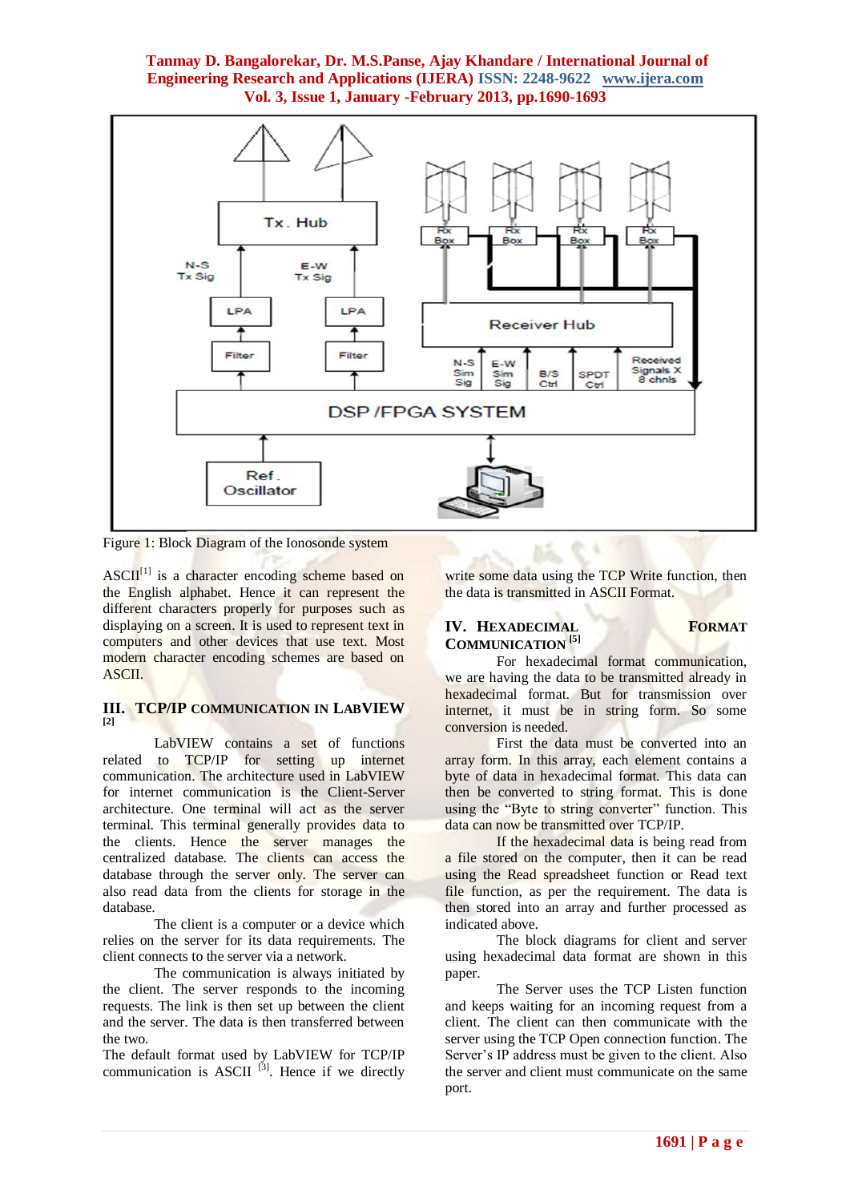Figure 1: Block Diagram of the Ionosonde system

ASCII[1] is a character encoding scheme based on the English alphabet. Hence it can represent the different characters properly for purposes such as displaying on a screen. It is used to represent text in computers and other devices that use text. Most modern character encoding schemes are based on ASCII.

## III. TCP/IP COMMUNICATION IN LABVIEW [2]

LabVIEW contains a set of functions related to TCP/IP for setting up internet communication. The architecture used in LabVIEW for internet communication is the Client-Server architecture. One terminal will act as the server terminal. This terminal generally provides data to the clients. Hence the server manages the centralized database. The clients can access the database through the server only. The server can also read data from the clients for storage in the database.

The client is a computer or a device which relies on the server for its data requirements. The client connects to the server via a network.

The communication is always initiated by the client. The server responds to the incoming requests. The link is then set up between the client and the server. The data is then transferred between the two.

The default format used by LabVIEW for TCP/IP communication is ASCII [3]. Hence if we directly write some data using the TCP Write function, then the data is transmitted in ASCII Format.

## IV. HEXADECIMAL FORMAT COMMUNICATION [5]

For hexadecimal format communication, we are having the data to be transmitted already in hexadecimal format. But for transmission over internet, it must be in string form. So some conversion is needed.

First the data must be converted into an array form. In this array, each element contains a byte of data in hexadecimal format. This data can then be converted to string format. This is done using the "Byte to string converter" function. This data can now be transmitted over TCP/IP.

If the hexadecimal data is being read from a file stored on the computer, then it can be read using the Read spreadsheet function or Read text file function, as per the requirement. The data is then stored into an array and further processed as indicated above.

The block diagrams for client and server using hexadecimal data format are shown in this paper.

The Server uses the TCP Listen function and keeps waiting for an incoming request from a client. The client can then communicate with the server using the TCP Open connection function. The Server's IP address must be given to the client. Also the server and client must communicate on the same port.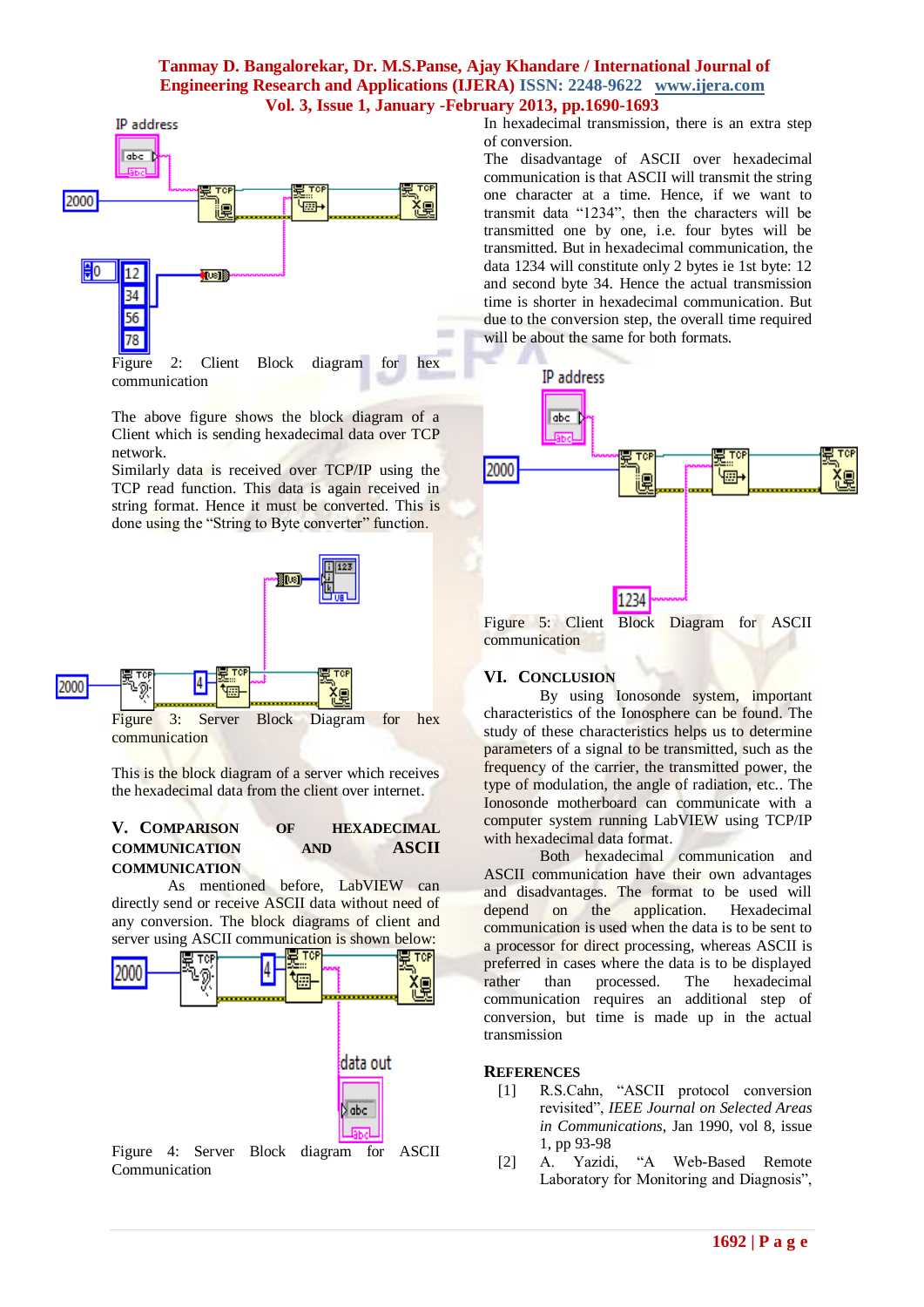Figure 2: Client Block diagram for hex communication

The above figure shows the block diagram of a Client which is sending hexadecimal data over TCP network.

Similarly data is received over TCP/IP using the TCP read function. This data is again received in string format. Hence it must be converted. This is done using the "String to Byte converter" function.

Figure 3: Server Block Diagram for hex communication

This is the block diagram of a server which receives the hexadecimal data from the client over internet.

## V. Comparison of Hexadecimal Communication and ASCII Communication

As mentioned before, LabVIEW can directly send or receive ASCII data without need of any conversion. The block diagrams of client and server using ASCII communication is shown below:

Figure 4: Server Block diagram for ASCII Communication

In hexadecimal transmission, there is an extra step of conversion.

The disadvantage of ASCII over hexadecimal communication is that ASCII will transmit the string one character at a time. Hence, if we want to transmit data "1234", then the characters will be transmitted one by one, i.e. four bytes will be transmitted. But in hexadecimal communication, the data 1234 will constitute only 2 bytes ie 1st byte: 12 and second byte 34. Hence the actual transmission time is shorter in hexadecimal communication. But due to the conversion step, the overall time required will be about the same for both formats.

Figure 5: Client Block Diagram for ASCII communication

## VI. Conclusion

By using Ionosonde system, important characteristics of the Ionosphere can be found. The study of these characteristics helps us to determine parameters of a signal to be transmitted, such as the frequency of the carrier, the transmitted power, the type of modulation, the angle of radiation, etc.. The Ionosonde motherboard can communicate with a computer system running LabVIEW using TCP/IP with hexadecimal data format.

Both hexadecimal communication and ASCII communication have their own advantages and disadvantages. The format to be used will depend on the application. Hexadecimal communication is used when the data is to be sent to a processor for direct processing, whereas ASCII is preferred in cases where the data is to be displayed rather than processed. The hexadecimal communication requires an additional step of conversion, but time is made up in the actual transmission

## References

[1] R.S.Cahn, "ASCII protocol conversion revisited", *IEEE Journal on Selected Areas in Communications*, Jan 1990, vol 8, issue 1, pp 93-98

[2] A. Yazidi, "A Web-Based Remote Laboratory for Monitoring and Diagnosis",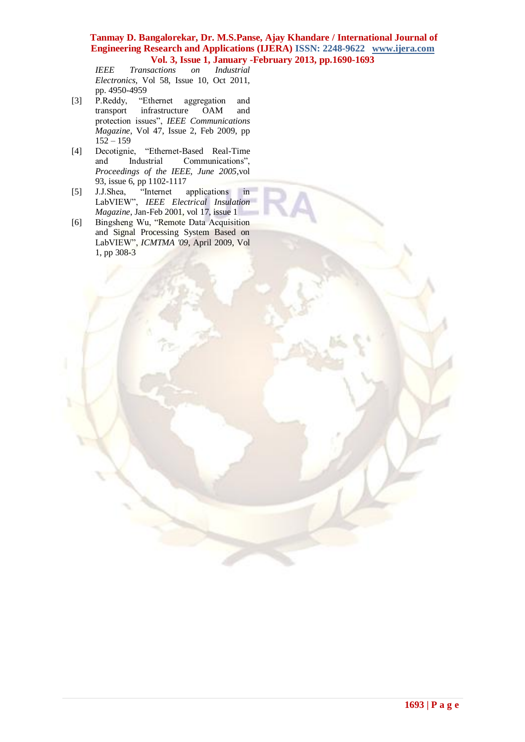*IEEE Transactions on Industrial Electronics*, Vol 58, Issue 10, Oct 2011, pp. 4950-4959

[3] P.Reddy, “Ethernet aggregation and transport infrastructure OAM and protection issues”, *IEEE Communications Magazine*, Vol 47, Issue 2, Feb 2009, pp 152 – 159

[4] Decotignie, “Ethernet-Based Real-Time and Industrial Communications”, *Proceedings of the IEEE, June 2005*,vol 93, issue 6, pp 1102-1117

[5] J.J.Shea, “Internet applications in LabVIEW”, *IEEE Electrical Insulation Magazine*, Jan-Feb 2001, vol 17, issue 1

[6] Bingsheng Wu, “Remote Data Acquisition and Signal Processing System Based on LabVIEW”, *ICMTMA '09*, April 2009, Vol 1, pp 308-3